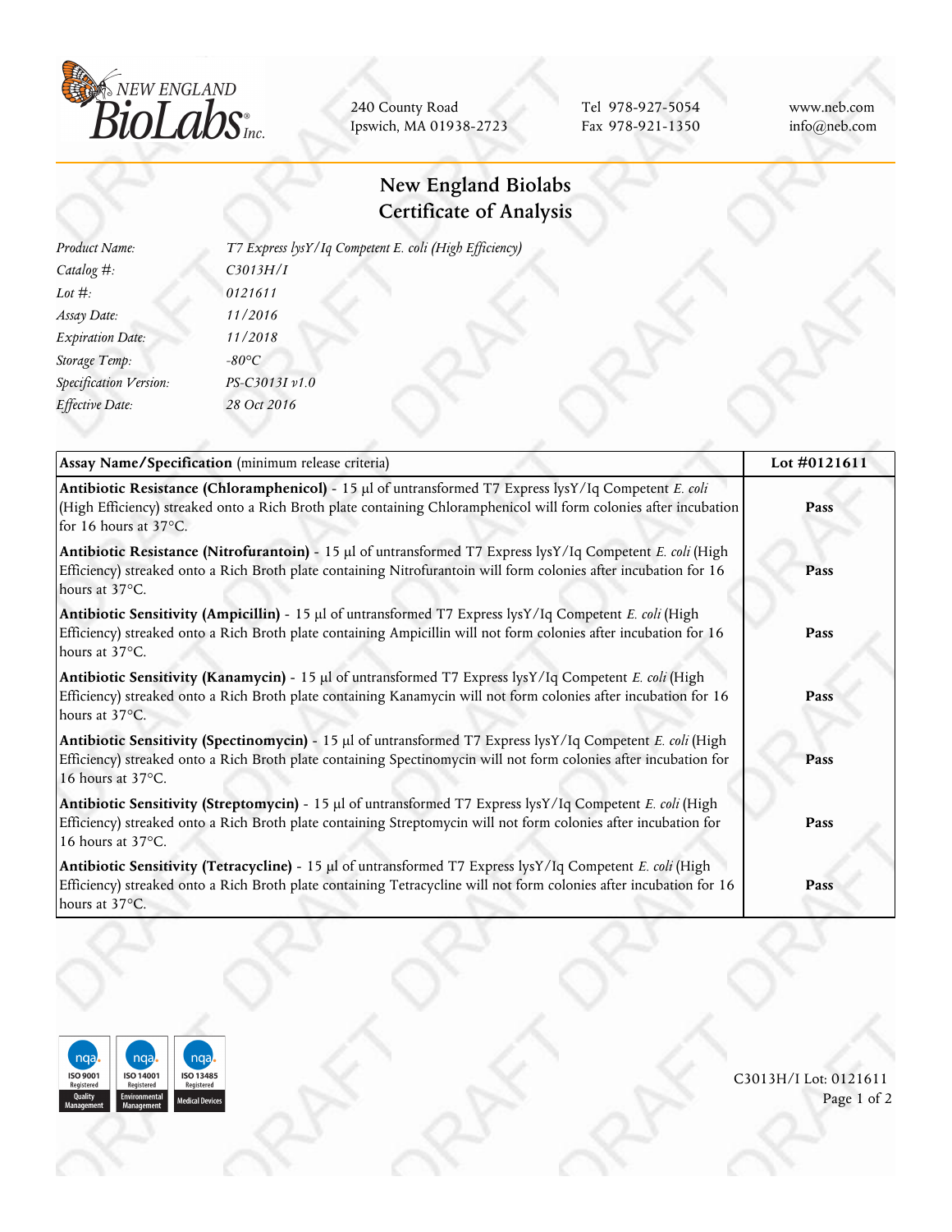NEW ENGLAND BioLabs® Inc.

240 County Road
Ipswich, MA 01938-2723

Tel 978-927-5054
Fax 978-921-1350

www.neb.com
info@neb.com

# New England Biolabs
# Certificate of Analysis

| | |
|---|---|
| *Product Name:* | *T7 Express lysY/Iq Competent E. coli (High Efficiency)* |
| *Catalog #:* | *C3013H/I* |
| *Lot #:* | *0121611* |
| *Assay Date:* | *11/2016* |
| *Expiration Date:* | *11/2018* |
| *Storage Temp:* | *-80°C* |
| *Specification Version:* | *PS-C3013I v1.0* |
| *Effective Date:* | *28 Oct 2016* |

| **Assay Name/Specification** (minimum release criteria) | **Lot #0121611** |
|---|---|
| **Antibiotic Resistance (Chloramphenicol)** - 15 µl of untransformed T7 Express lysY/Iq Competent *E. coli* (High Efficiency) streaked onto a Rich Broth plate containing Chloramphenicol will form colonies after incubation for 16 hours at 37°C. | **Pass** |
| **Antibiotic Resistance (Nitrofurantoin)** - 15 µl of untransformed T7 Express lysY/Iq Competent *E. coli* (High Efficiency) streaked onto a Rich Broth plate containing Nitrofurantoin will form colonies after incubation for 16 hours at 37°C. | **Pass** |
| **Antibiotic Sensitivity (Ampicillin)** - 15 µl of untransformed T7 Express lysY/Iq Competent *E. coli* (High Efficiency) streaked onto a Rich Broth plate containing Ampicillin will not form colonies after incubation for 16 hours at 37°C. | **Pass** |
| **Antibiotic Sensitivity (Kanamycin)** - 15 µl of untransformed T7 Express lysY/Iq Competent *E. coli* (High Efficiency) streaked onto a Rich Broth plate containing Kanamycin will not form colonies after incubation for 16 hours at 37°C. | **Pass** |
| **Antibiotic Sensitivity (Spectinomycin)** - 15 µl of untransformed T7 Express lysY/Iq Competent *E. coli* (High Efficiency) streaked onto a Rich Broth plate containing Spectinomycin will not form colonies after incubation for 16 hours at 37°C. | **Pass** |
| **Antibiotic Sensitivity (Streptomycin)** - 15 µl of untransformed T7 Express lysY/Iq Competent *E. coli* (High Efficiency) streaked onto a Rich Broth plate containing Streptomycin will not form colonies after incubation for 16 hours at 37°C. | **Pass** |
| **Antibiotic Sensitivity (Tetracycline)** - 15 µl of untransformed T7 Express lysY/Iq Competent *E. coli* (High Efficiency) streaked onto a Rich Broth plate containing Tetracycline will not form colonies after incubation for 16 hours at 37°C. | **Pass** |

nqa ISO 9001 Registered Quality Management | nqa ISO 14001 Registered Environmental Management | nqa ISO 13485 Registered Medical Devices

C3013H/I Lot: 0121611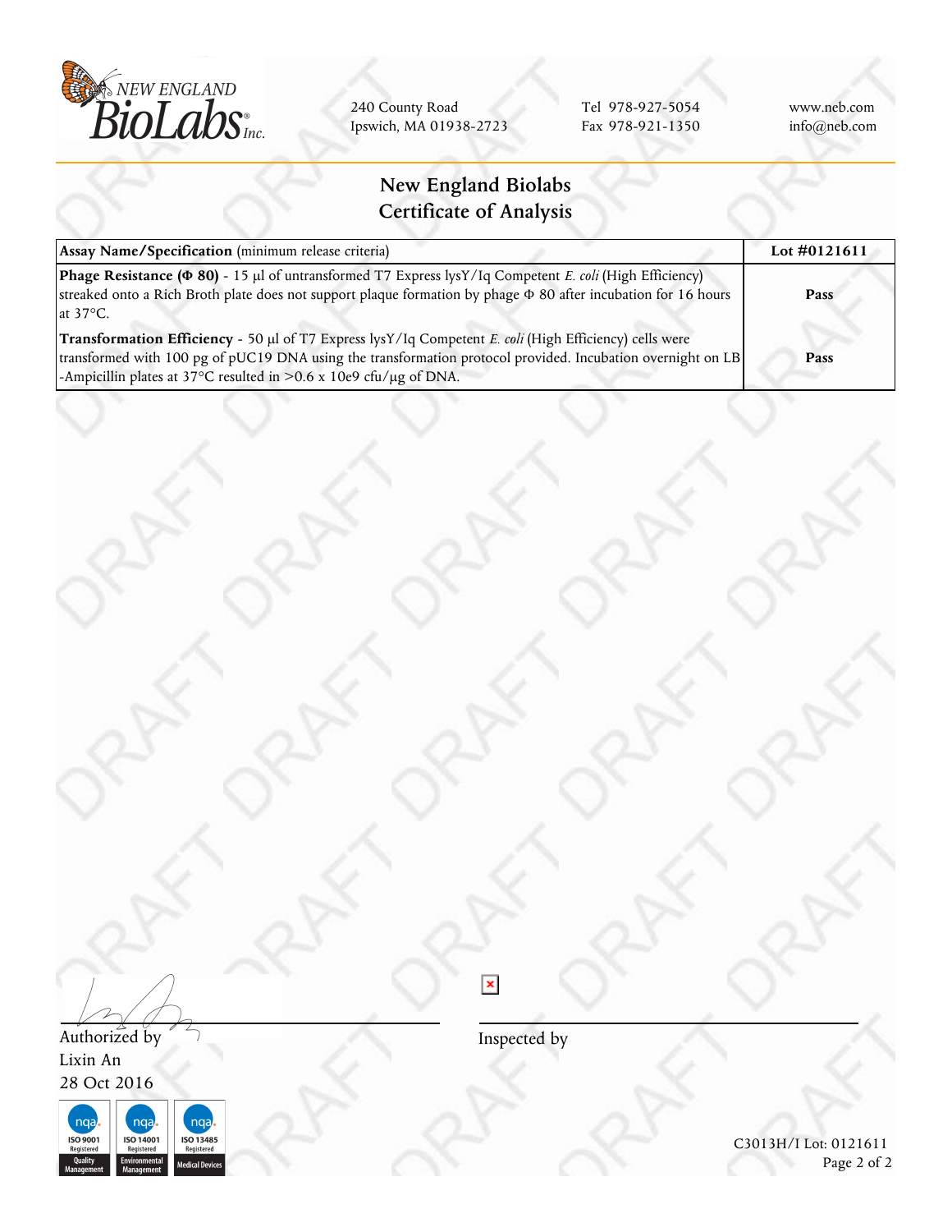NEW ENGLAND BioLabs Inc.

240 County Road
Ipswich, MA 01938-2723

Tel 978-927-5054
Fax 978-921-1350

www.neb.com
info@neb.com

# New England Biolabs
## Certificate of Analysis

| **Assay Name/Specification** (minimum release criteria) | **Lot #0121611** |
| --- | --- |
| **Phage Resistance (Φ 80)** - 15 µl of untransformed T7 Express lysY/Iq Competent *E. coli* (High Efficiency) streaked onto a Rich Broth plate does not support plaque formation by phage Φ 80 after incubation for 16 hours at 37°C. | **Pass** |
| **Transformation Efficiency** - 50 µl of T7 Express lysY/Iq Competent *E. coli* (High Efficiency) cells were transformed with 100 pg of pUC19 DNA using the transformation protocol provided. Incubation overnight on LB -Ampicillin plates at 37°C resulted in >0.6 x 10e9 cfu/µg of DNA. | **Pass** |

Authorized by
Lixin An
28 Oct 2016

Inspected by

ISO 9001 Registered Quality Management
ISO 14001 Registered Environmental Management
ISO 13485 Registered Medical Devices

C3013H/I Lot: 0121611